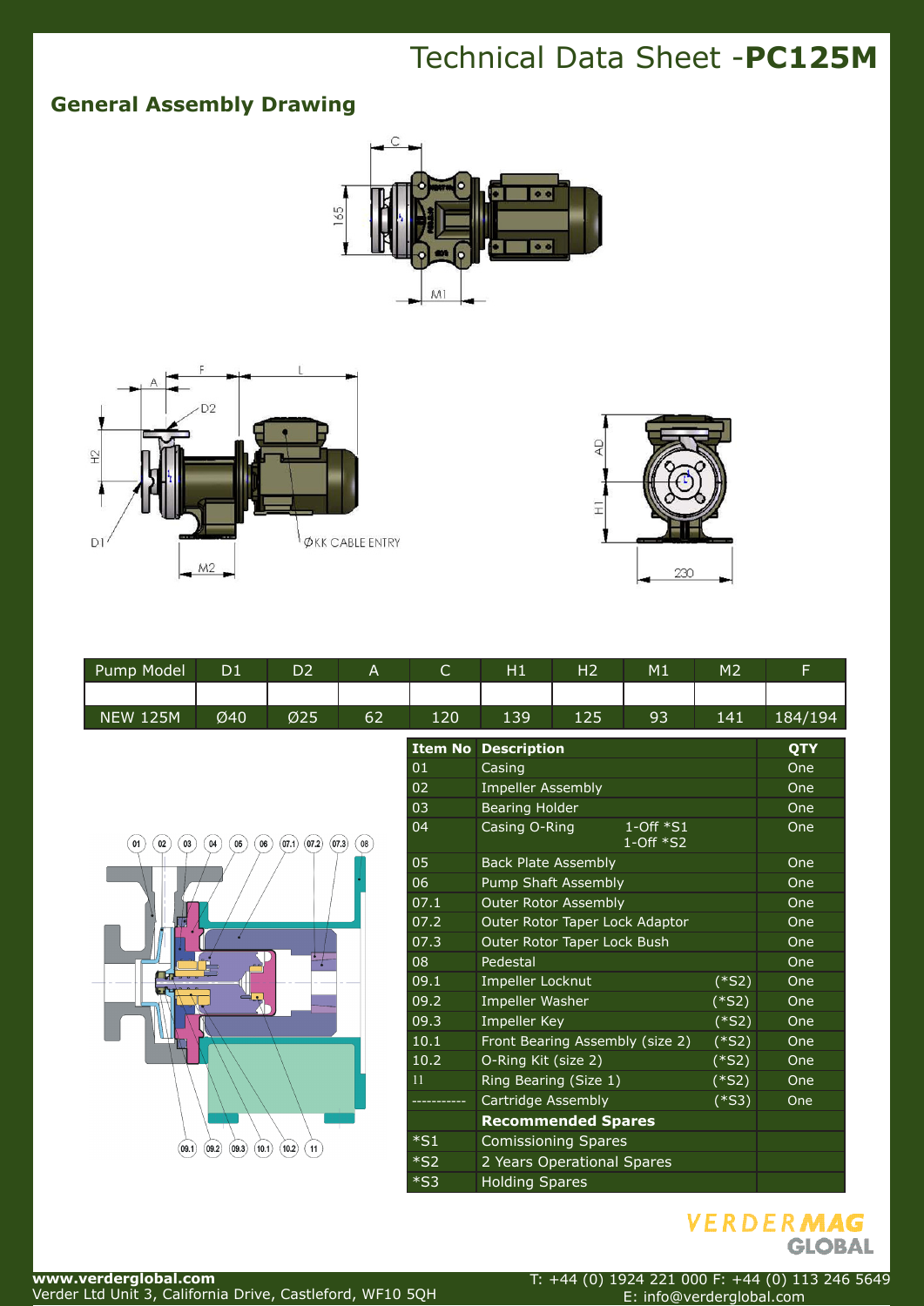# Technical Data Sheet - **PC125M**

## General Assembly Drawing

| Pump Model | D1 | D2 | A | C | H1 | H2 | M1 | M2 | F |
|---|---|---|---|---|---|---|---|---|---|
| | | | | | | | | | |
| NEW 125M | Ø40 | Ø25 | 62 | 120 | 139 | 125 | 93 | 141 | 184/194 |

| Item No | Description | | QTY |
|---|---|---|---|
| 01 | Casing | | One |
| 02 | Impeller Assembly | | One |
| 03 | Bearing Holder | | One |
| 04 | Casing O-Ring 1-Off *S1 1-Off *S2 | | One |
| 05 | Back Plate Assembly | | One |
| 06 | Pump Shaft Assembly | | One |
| 07.1 | Outer Rotor Assembly | | One |
| 07.2 | Outer Rotor Taper Lock Adaptor | | One |
| 07.3 | Outer Rotor Taper Lock Bush | | One |
| 08 | Pedestal | | One |
| 09.1 | Impeller Locknut | (*S2) | One |
| 09.2 | Impeller Washer | (*S2) | One |
| 09.3 | Impeller Key | (*S2) | One |
| 10.1 | Front Bearing Assembly (size 2) | (*S2) | One |
| 10.2 | O-Ring Kit (size 2) | (*S2) | One |
| 11 | Ring Bearing (Size 1) | (*S2) | One |
| ----------- | Cartridge Assembly | (*S3) | One |
| | **Recommended Spares** | | |
| *S1 | Comissioning Spares | | |
| *S2 | 2 Years Operational Spares | | |
| *S3 | Holding Spares | | |

**www.verderglobal.com**
Verder Ltd Unit 3, California Drive, Castleford, WF10 5QH

T: +44 (0) 1924 221 000 F: +44 (0) 113 246 5649
E: info@verderglobal.com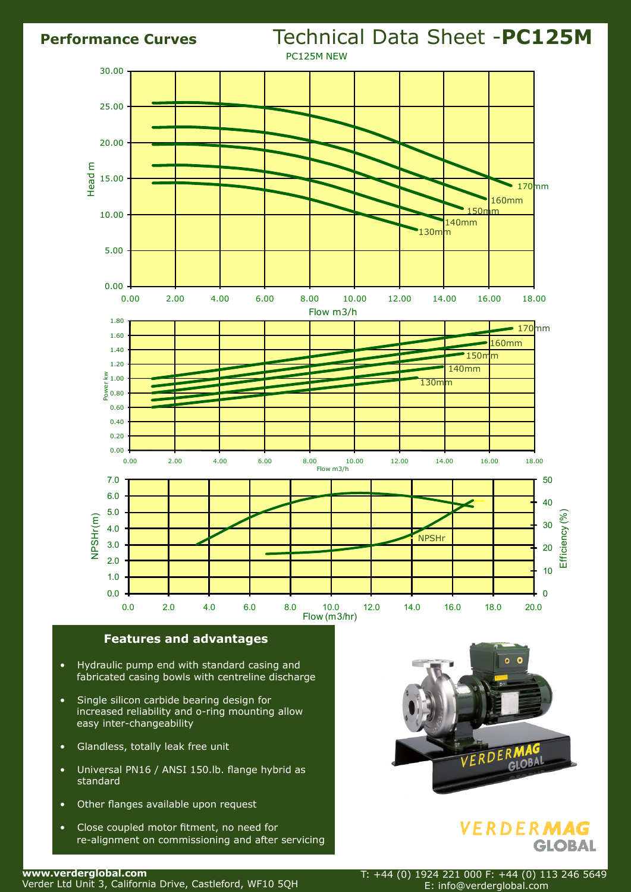## Performance Curves

# Technical Data Sheet - **PC125M**

PC125M NEW

Head m

30.00
25.00
20.00
15.00
10.00
5.00
0.00

0.00 2.00 4.00 6.00 8.00 10.00 12.00 14.00 16.00 18.00

Flow m3/h

170mm
160mm
150mm
140mm
130mm

Power kw

1.80
1.60
1.40
1.20
1.00
0.80
0.60
0.40
0.20
0.00

0.00 2.00 4.00 6.00 8.00 10.00 12.00 14.00 16.00 18.00

Flow m3/h

170mm
160mm
150mm
140mm
130mm

NPSHr (m)

7.0
6.0
5.0
4.0
3.0
2.0
1.0
0.0

Efficiency (%)

50
40
30
20
10
0

0.0 2.0 4.0 6.0 8.0 10.0 12.0 14.0 16.0 18.0 20.0

Flow (m3/hr)

NPSHr

### Features and advantages

- Hydraulic pump end with standard casing and fabricated casing bowls with centreline discharge
- Single silicon carbide bearing design for increased reliability and o-ring mounting allow easy inter-changeability
- Glandless, totally leak free unit
- Universal PN16 / ANSI 150.lb. flange hybrid as standard
- Other flanges available upon request
- Close coupled motor fitment, no need for re-alignment on commissioning and after servicing

VERDERMAG GLOBAL

**www.verderglobal.com**
Verder Ltd Unit 3, California Drive, Castleford, WF10 5QH

T: +44 (0) 1924 221 000 F: +44 (0) 113 246 5649
E: info@verderglobal.com